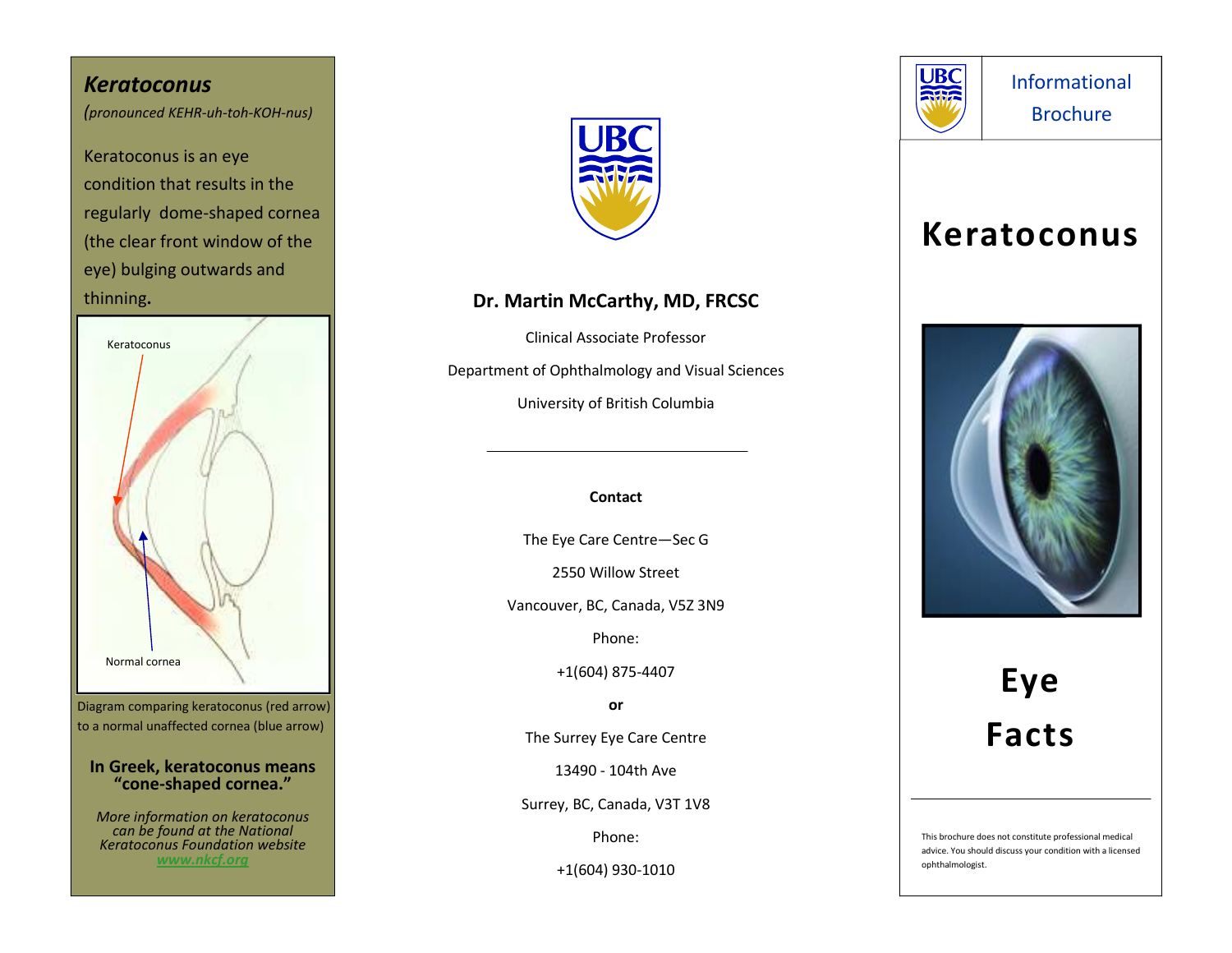## *Keratoconus*

*(pronounced KEHR-uh-toh-KOH-nus)*

Keratoconus is an eye condition that results in the regularly dome-shaped cornea (the clear front window of the eye) bulging outwards and thinning.

Keratoconus

Normal cornea

Diagram comparing keratoconus (red arrow) to a normal unaffected cornea (blue arrow)

**In Greek, keratoconus means "cone-shaped cornea."**

*More information on keratoconus can be found at the National Keratoconus Foundation website* ***www.nkcf.org***

**Dr. Martin McCarthy, MD, FRCSC**

Clinical Associate Professor

Department of Ophthalmology and Visual Sciences

University of British Columbia

---

**Contact**

The Eye Care Centre—Sec G

2550 Willow Street

Vancouver, BC, Canada, V5Z 3N9

Phone:

+1(604) 875-4407

**or**

The Surrey Eye Care Centre

13490 - 104th Ave

Surrey, BC, Canada, V3T 1V8

Phone:

+1(604) 930-1010

Informational Brochure

# Keratoconus

# Eye Facts

---

This brochure does not constitute professional medical advice. You should discuss your condition with a licensed ophthalmologist.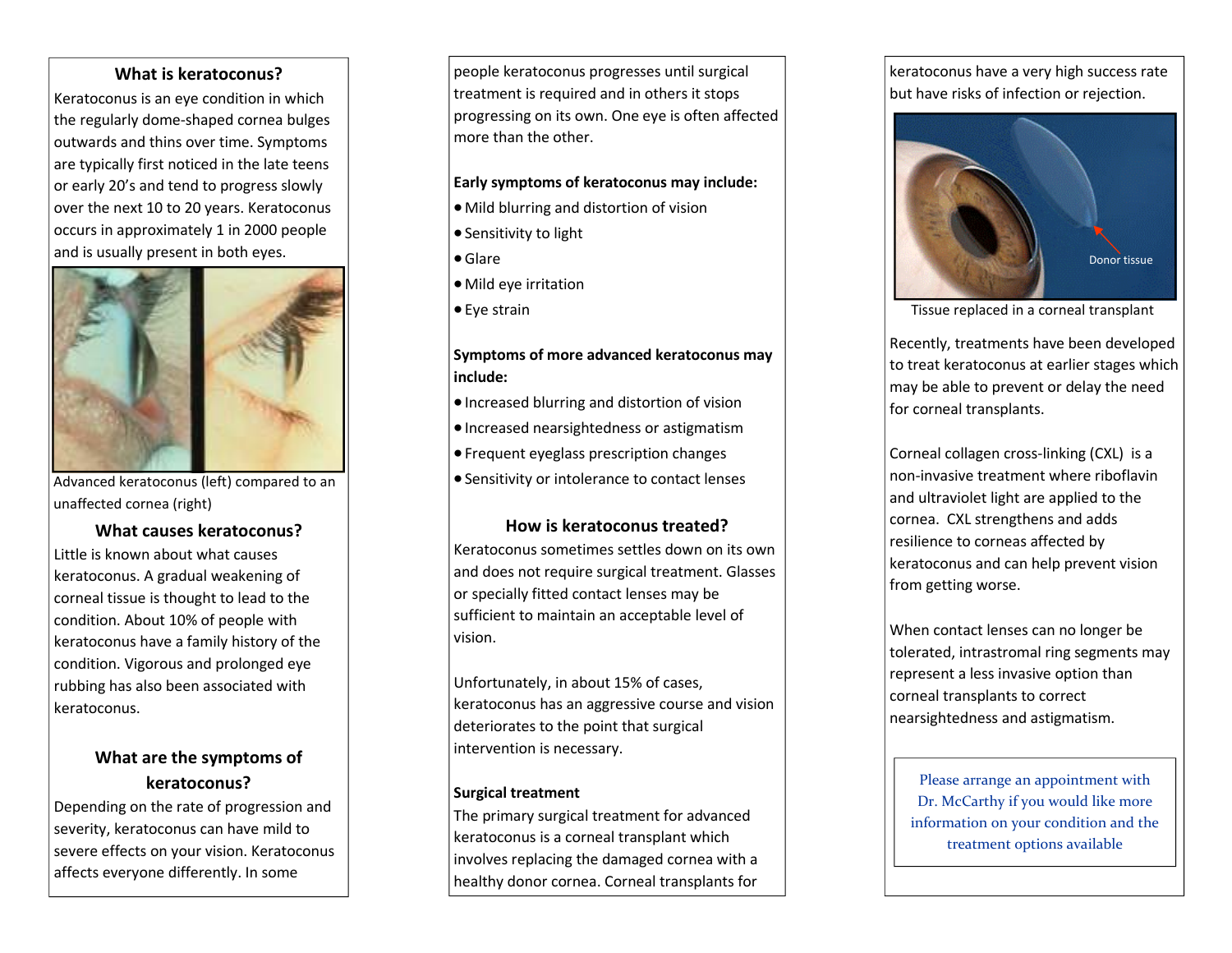## What is keratoconus?

Keratoconus is an eye condition in which the regularly dome-shaped cornea bulges outwards and thins over time. Symptoms are typically first noticed in the late teens or early 20's and tend to progress slowly over the next 10 to 20 years. Keratoconus occurs in approximately 1 in 2000 people and is usually present in both eyes.

Advanced keratoconus (left) compared to an unaffected cornea (right)

## What causes keratoconus?

Little is known about what causes keratoconus. A gradual weakening of corneal tissue is thought to lead to the condition. About 10% of people with keratoconus have a family history of the condition. Vigorous and prolonged eye rubbing has also been associated with keratoconus.

## What are the symptoms of keratoconus?

Depending on the rate of progression and severity, keratoconus can have mild to severe effects on your vision. Keratoconus affects everyone differently. In some people keratoconus progresses until surgical treatment is required and in others it stops progressing on its own. One eye is often affected more than the other.

**Early symptoms of keratoconus may include:**

- Mild blurring and distortion of vision
- Sensitivity to light
- Glare
- Mild eye irritation
- Eye strain

**Symptoms of more advanced keratoconus may include:**

- Increased blurring and distortion of vision
- Increased nearsightedness or astigmatism
- Frequent eyeglass prescription changes
- Sensitivity or intolerance to contact lenses

## How is keratoconus treated?

Keratoconus sometimes settles down on its own and does not require surgical treatment. Glasses or specially fitted contact lenses may be sufficient to maintain an acceptable level of vision.

Unfortunately, in about 15% of cases, keratoconus has an aggressive course and vision deteriorates to the point that surgical intervention is necessary.

**Surgical treatment**

The primary surgical treatment for advanced keratoconus is a corneal transplant which involves replacing the damaged cornea with a healthy donor cornea. Corneal transplants for keratoconus have a very high success rate but have risks of infection or rejection.

Donor tissue

Tissue replaced in a corneal transplant

Recently, treatments have been developed to treat keratoconus at earlier stages which may be able to prevent or delay the need for corneal transplants.

Corneal collagen cross-linking (CXL) is a non-invasive treatment where riboflavin and ultraviolet light are applied to the cornea. CXL strengthens and adds resilience to corneas affected by keratoconus and can help prevent vision from getting worse.

When contact lenses can no longer be tolerated, intrastromal ring segments may represent a less invasive option than corneal transplants to correct nearsightedness and astigmatism.

Please arrange an appointment with Dr. McCarthy if you would like more information on your condition and the treatment options available